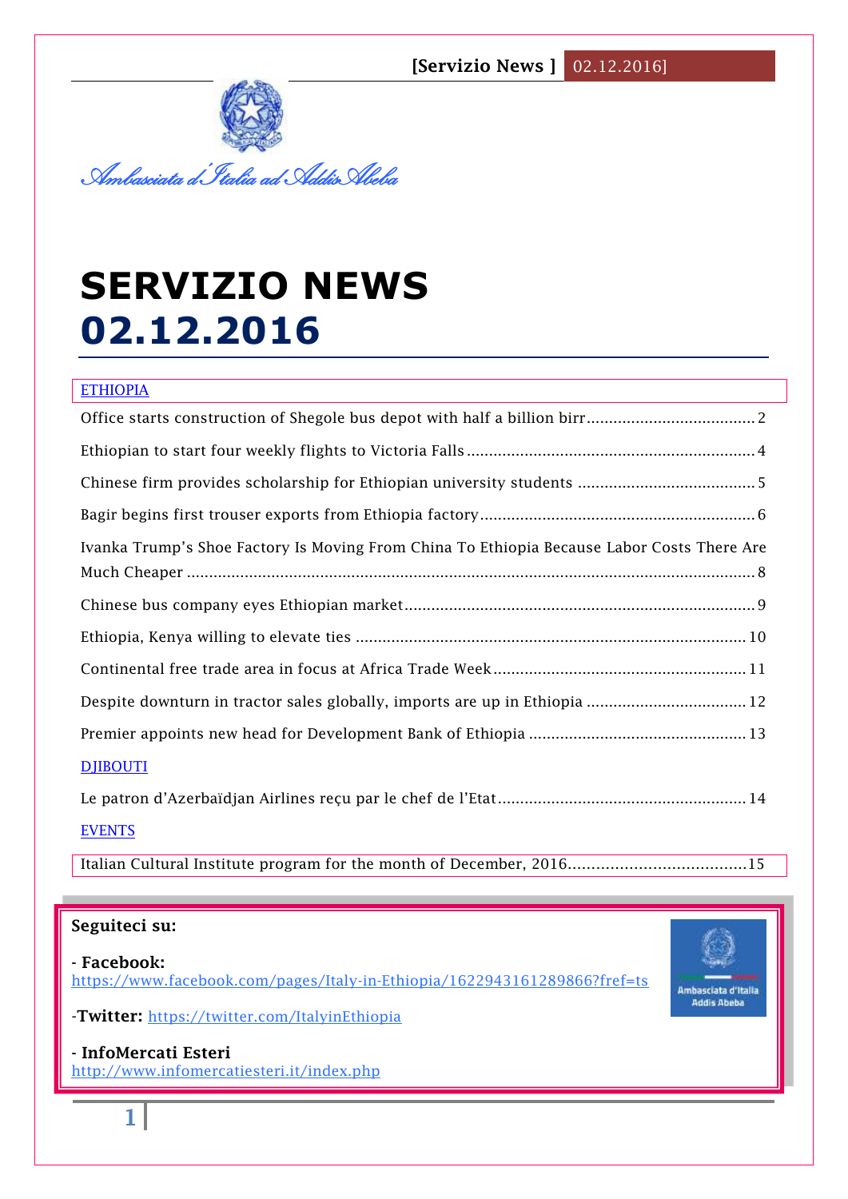*Ambasciata d'Italia ad Addis Abeba*

# SERVIZIO NEWS 02.12.2016

ETHIOPIA

Office starts construction of Shegole bus depot with half a billion birr ..... 2

Ethiopian to start four weekly flights to Victoria Falls ..... 4

Chinese firm provides scholarship for Ethiopian university students ..... 5

Bagir begins first trouser exports from Ethiopia factory ..... 6

Ivanka Trump's Shoe Factory Is Moving From China To Ethiopia Because Labor Costs There Are Much Cheaper ..... 8

Chinese bus company eyes Ethiopian market ..... 9

Ethiopia, Kenya willing to elevate ties ..... 10

Continental free trade area in focus at Africa Trade Week ..... 11

Despite downturn in tractor sales globally, imports are up in Ethiopia ..... 12

Premier appoints new head for Development Bank of Ethiopia ..... 13

DJIBOUTI

Le patron d'Azerbaïdjan Airlines reçu par le chef de l'Etat ..... 14

EVENTS

Italian Cultural Institute program for the month of December, 2016 ..... 15

**Seguiteci su:**

**- Facebook:** https://www.facebook.com/pages/Italy-in-Ethiopia/1622943161289866?fref=ts

**-Twitter:** https://twitter.com/ItalyinEthiopia

**- InfoMercati Esteri**
http://www.infomercatiesteri.it/index.php

Ambasciata d'Italia Addis Abeba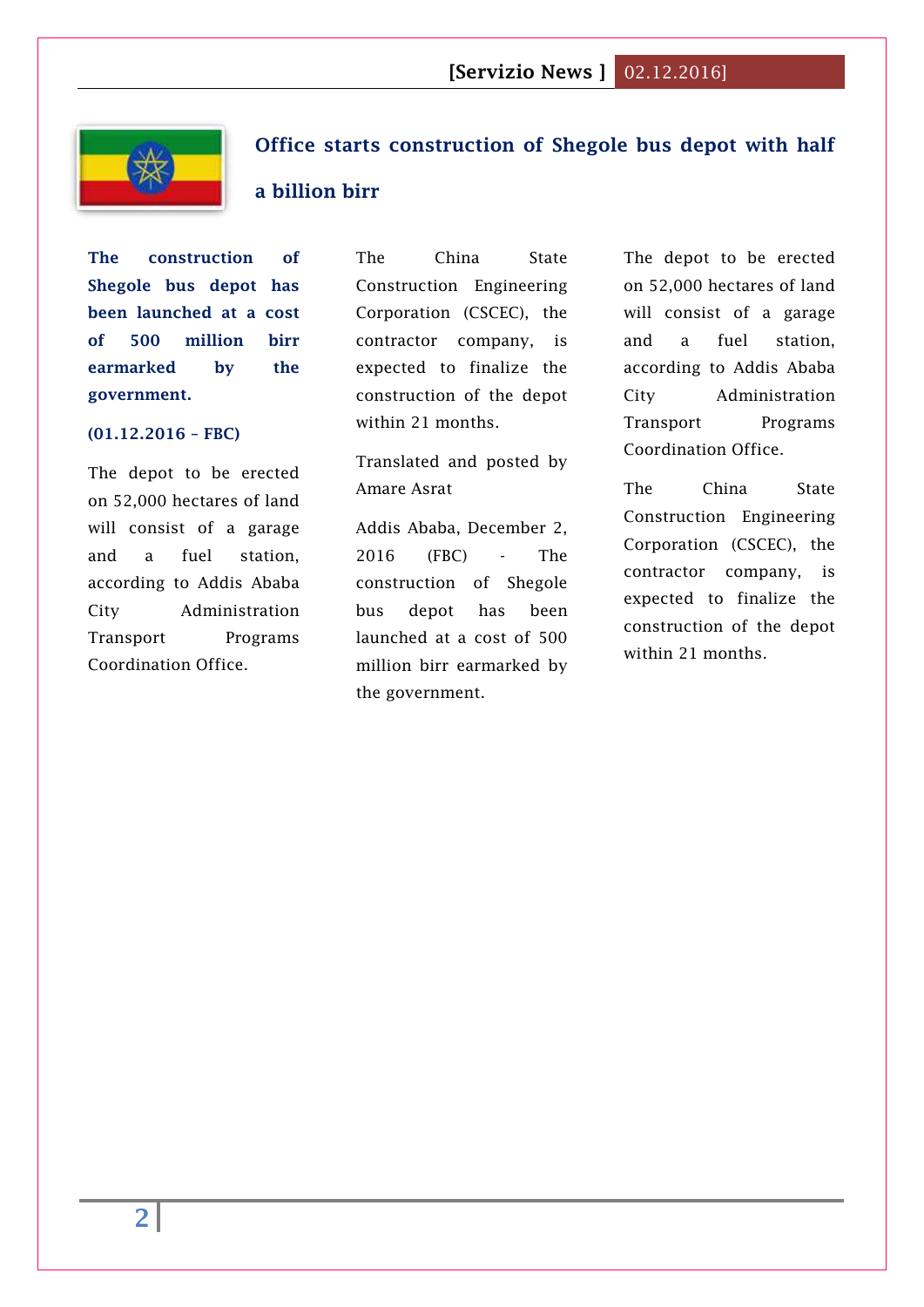## Office starts construction of Shegole bus depot with half a billion birr

**The construction of Shegole bus depot has been launched at a cost of 500 million birr earmarked by the government.**

**(01.12.2016 – FBC)**

The depot to be erected on 52,000 hectares of land will consist of a garage and a fuel station, according to Addis Ababa City Administration Transport Programs Coordination Office.

The China State Construction Engineering Corporation (CSCEC), the contractor company, is expected to finalize the construction of the depot within 21 months.

Translated and posted by Amare Asrat

Addis Ababa, December 2, 2016 (FBC) - The construction of Shegole bus depot has been launched at a cost of 500 million birr earmarked by the government.

The depot to be erected on 52,000 hectares of land will consist of a garage and a fuel station, according to Addis Ababa City Administration Transport Programs Coordination Office.

The China State Construction Engineering Corporation (CSCEC), the contractor company, is expected to finalize the construction of the depot within 21 months.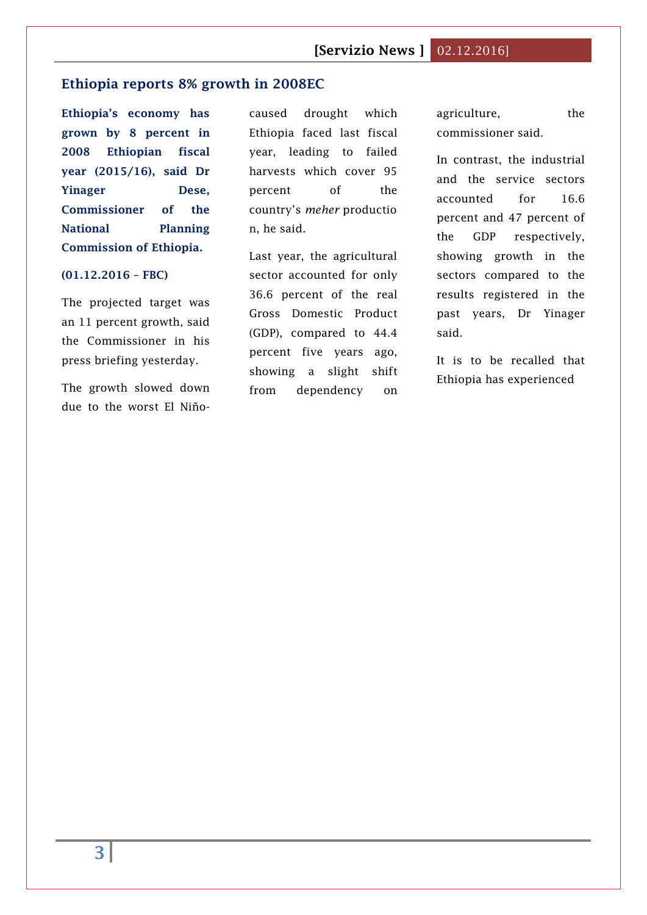## Ethiopia reports 8% growth in 2008EC

**Ethiopia's economy has grown by 8 percent in 2008 Ethiopian fiscal year (2015/16), said Dr Yinager Dese, Commissioner of the National Planning Commission of Ethiopia.**

**(01.12.2016 – FBC)**

The projected target was an 11 percent growth, said the Commissioner in his press briefing yesterday.

The growth slowed down due to the worst El Niño-caused drought which Ethiopia faced last fiscal year, leading to failed harvests which cover 95 percent of the country's *meher* production, he said.

Last year, the agricultural sector accounted for only 36.6 percent of the real Gross Domestic Product (GDP), compared to 44.4 percent five years ago, showing a slight shift from dependency on agriculture, the commissioner said.

In contrast, the industrial and the service sectors accounted for 16.6 percent and 47 percent of the GDP respectively, showing growth in the sectors compared to the results registered in the past years, Dr Yinager said.

It is to be recalled that Ethiopia has experienced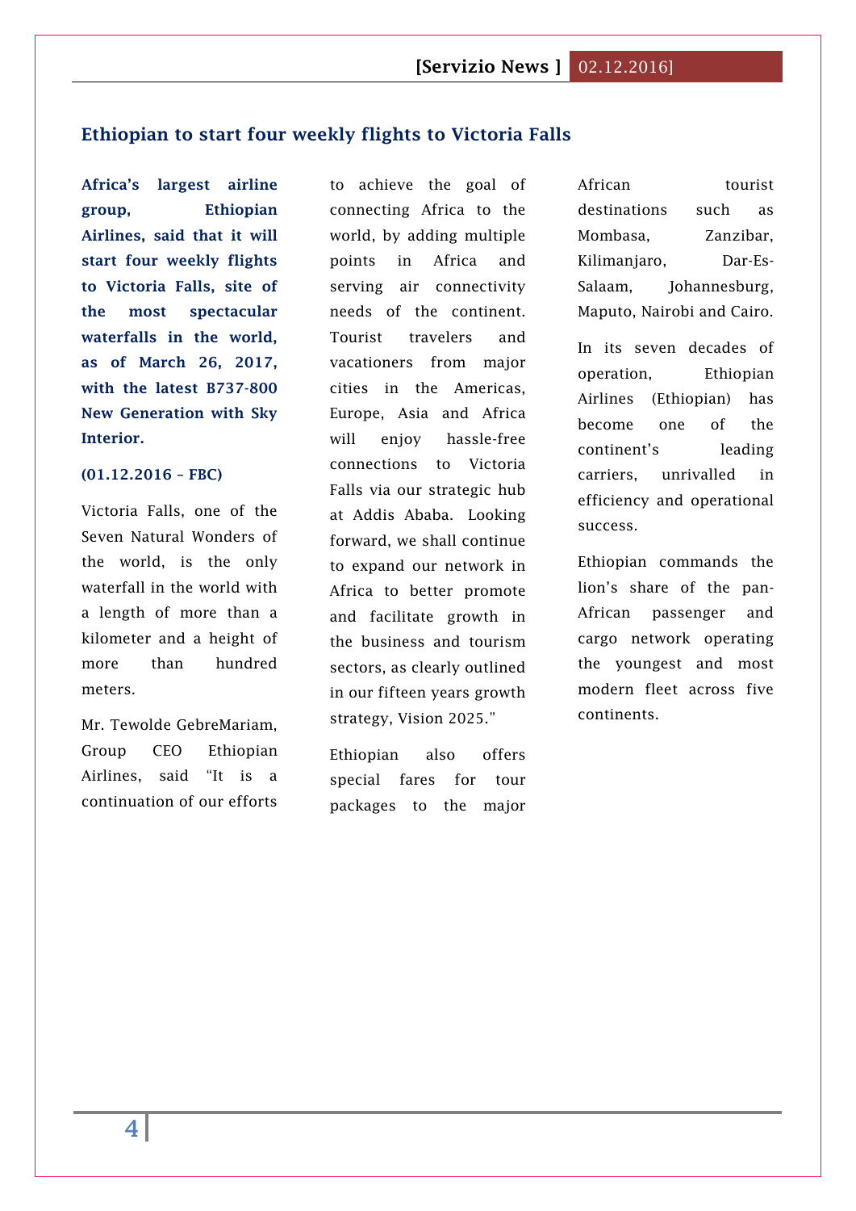## Ethiopian to start four weekly flights to Victoria Falls

**Africa's largest airline group, Ethiopian Airlines, said that it will start four weekly flights to Victoria Falls, site of the most spectacular waterfalls in the world, as of March 26, 2017, with the latest B737-800 New Generation with Sky Interior.**

**(01.12.2016 – FBC)**

Victoria Falls, one of the Seven Natural Wonders of the world, is the only waterfall in the world with a length of more than a kilometer and a height of more than hundred meters.

Mr. Tewolde GebreMariam, Group CEO Ethiopian Airlines, said "It is a continuation of our efforts to achieve the goal of connecting Africa to the world, by adding multiple points in Africa and serving air connectivity needs of the continent. Tourist travelers and vacationers from major cities in the Americas, Europe, Asia and Africa will enjoy hassle-free connections to Victoria Falls via our strategic hub at Addis Ababa. Looking forward, we shall continue to expand our network in Africa to better promote and facilitate growth in the business and tourism sectors, as clearly outlined in our fifteen years growth strategy, Vision 2025."

Ethiopian also offers special fares for tour packages to the major African tourist destinations such as Mombasa, Zanzibar, Kilimanjaro, Dar-Es-Salaam, Johannesburg, Maputo, Nairobi and Cairo.

In its seven decades of operation, Ethiopian Airlines (Ethiopian) has become one of the continent's leading carriers, unrivalled in efficiency and operational success.

Ethiopian commands the lion's share of the pan-African passenger and cargo network operating the youngest and most modern fleet across five continents.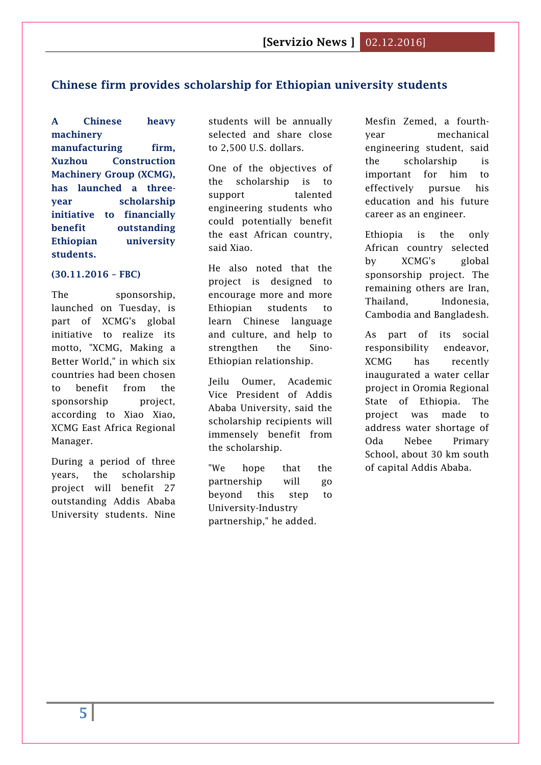## Chinese firm provides scholarship for Ethiopian university students

**A Chinese heavy machinery manufacturing firm, Xuzhou Construction Machinery Group (XCMG), has launched a three-year scholarship initiative to financially benefit outstanding Ethiopian university students.**

**(30.11.2016 – FBC)**

The sponsorship, launched on Tuesday, is part of XCMG's global initiative to realize its motto, "XCMG, Making a Better World," in which six countries had been chosen to benefit from the sponsorship project, according to Xiao Xiao, XCMG East Africa Regional Manager.

During a period of three years, the scholarship project will benefit 27 outstanding Addis Ababa University students. Nine students will be annually selected and share close to 2,500 U.S. dollars.

One of the objectives of the scholarship is to support talented engineering students who could potentially benefit the east African country, said Xiao.

He also noted that the project is designed to encourage more and more Ethiopian students to learn Chinese language and culture, and help to strengthen the Sino-Ethiopian relationship.

Jeilu Oumer, Academic Vice President of Addis Ababa University, said the scholarship recipients will immensely benefit from the scholarship.

"We hope that the partnership will go beyond this step to University-Industry partnership," he added.

Mesfin Zemed, a fourth-year mechanical engineering student, said the scholarship is important for him to effectively pursue his education and his future career as an engineer.

Ethiopia is the only African country selected by XCMG's global sponsorship project. The remaining others are Iran, Thailand, Indonesia, Cambodia and Bangladesh.

As part of its social responsibility endeavor, XCMG has recently inaugurated a water cellar project in Oromia Regional State of Ethiopia. The project was made to address water shortage of Oda Nebee Primary School, about 30 km south of capital Addis Ababa.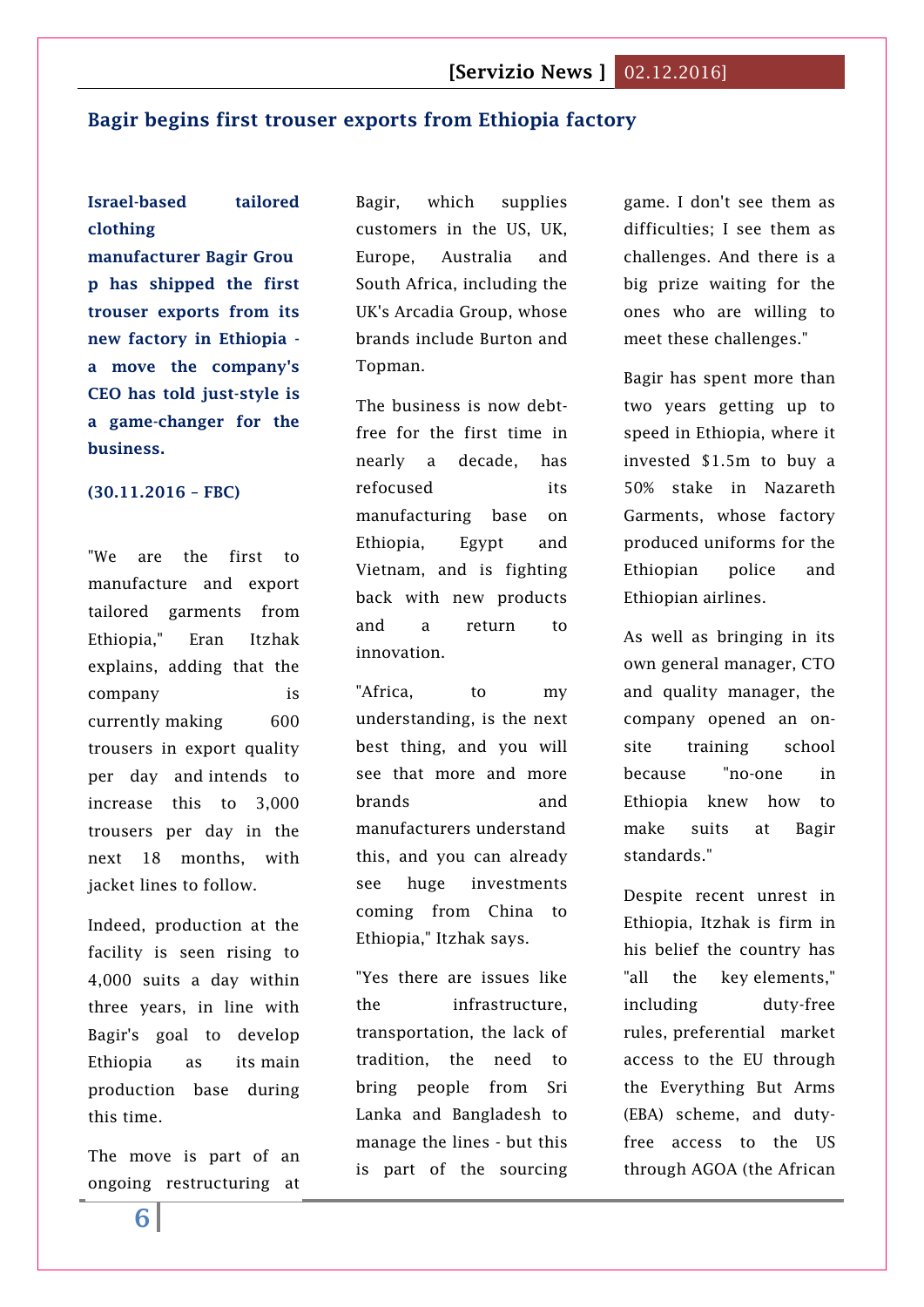## Bagir begins first trouser exports from Ethiopia factory

**Israel-based tailored clothing manufacturer Bagir Group has shipped the first trouser exports from its new factory in Ethiopia - a move the company's CEO has told just-style is a game-changer for the business.**

**(30.11.2016 – FBC)**

"We are the first to manufacture and export tailored garments from Ethiopia," Eran Itzhak explains, adding that the company is currently making 600 trousers in export quality per day and intends to increase this to 3,000 trousers per day in the next 18 months, with jacket lines to follow.

Indeed, production at the facility is seen rising to 4,000 suits a day within three years, in line with Bagir's goal to develop Ethiopia as its main production base during this time.

The move is part of an ongoing restructuring at Bagir, which supplies customers in the US, UK, Europe, Australia and South Africa, including the UK's Arcadia Group, whose brands include Burton and Topman.

The business is now debt-free for the first time in nearly a decade, has refocused its manufacturing base on Ethiopia, Egypt and Vietnam, and is fighting back with new products and a return to innovation.

"Africa, to my understanding, is the next best thing, and you will see that more and more brands and manufacturers understand this, and you can already see huge investments coming from China to Ethiopia," Itzhak says.

"Yes there are issues like the infrastructure, transportation, the lack of tradition, the need to bring people from Sri Lanka and Bangladesh to manage the lines - but this is part of the sourcing game. I don't see them as difficulties; I see them as challenges. And there is a big prize waiting for the ones who are willing to meet these challenges."

Bagir has spent more than two years getting up to speed in Ethiopia, where it invested $1.5m to buy a 50% stake in Nazareth Garments, whose factory produced uniforms for the Ethiopian police and Ethiopian airlines.

As well as bringing in its own general manager, CTO and quality manager, the company opened an on-site training school because "no-one in Ethiopia knew how to make suits at Bagir standards."

Despite recent unrest in Ethiopia, Itzhak is firm in his belief the country has "all the key elements," including duty-free rules, preferential market access to the EU through the Everything But Arms (EBA) scheme, and duty-free access to the US through AGOA (the African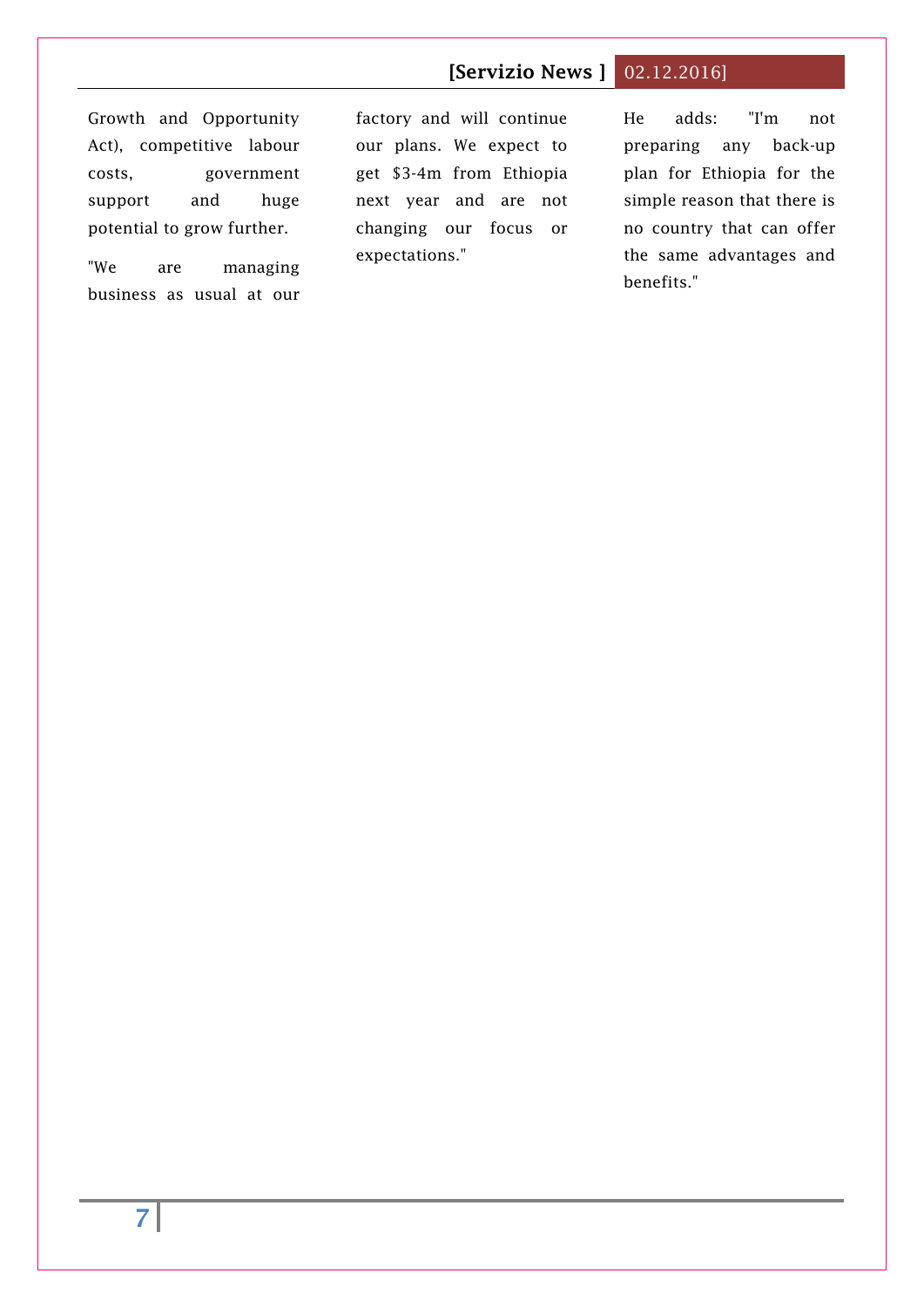Growth and Opportunity Act), competitive labour costs, government support and huge potential to grow further.

"We are managing business as usual at our factory and will continue our plans. We expect to get $3-4m from Ethiopia next year and are not changing our focus or expectations."

He adds: "I'm not preparing any back-up plan for Ethiopia for the simple reason that there is no country that can offer the same advantages and benefits."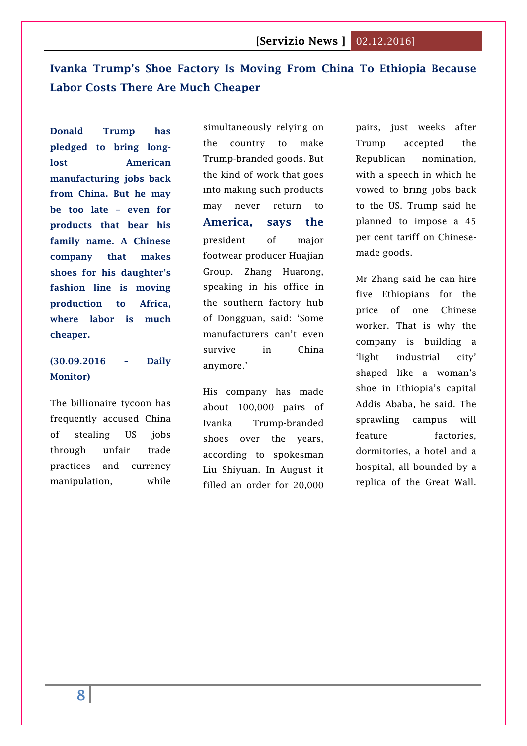## Ivanka Trump's Shoe Factory Is Moving From China To Ethiopia Because Labor Costs There Are Much Cheaper

**Donald Trump has pledged to bring long-lost American manufacturing jobs back from China. But he may be too late – even for products that bear his family name. A Chinese company that makes shoes for his daughter's fashion line is moving production to Africa, where labor is much cheaper.**

**(30.09.2016 – Daily Monitor)**

The billionaire tycoon has frequently accused China of stealing US jobs through unfair trade practices and currency manipulation, while simultaneously relying on the country to make Trump-branded goods. But the kind of work that goes into making such products may never return to America, says the president of major footwear producer Huajian Group. Zhang Huarong, speaking in his office in the southern factory hub of Dongguan, said: 'Some manufacturers can't even survive in China anymore.'

His company has made about 100,000 pairs of Ivanka Trump-branded shoes over the years, according to spokesman Liu Shiyuan. In August it filled an order for 20,000 pairs, just weeks after Trump accepted the Republican nomination, with a speech in which he vowed to bring jobs back to the US. Trump said he planned to impose a 45 per cent tariff on Chinese-made goods.

Mr Zhang said he can hire five Ethiopians for the price of one Chinese worker. That is why the company is building a 'light industrial city' shaped like a woman's shoe in Ethiopia's capital Addis Ababa, he said. The sprawling campus will feature factories, dormitories, a hotel and a hospital, all bounded by a replica of the Great Wall.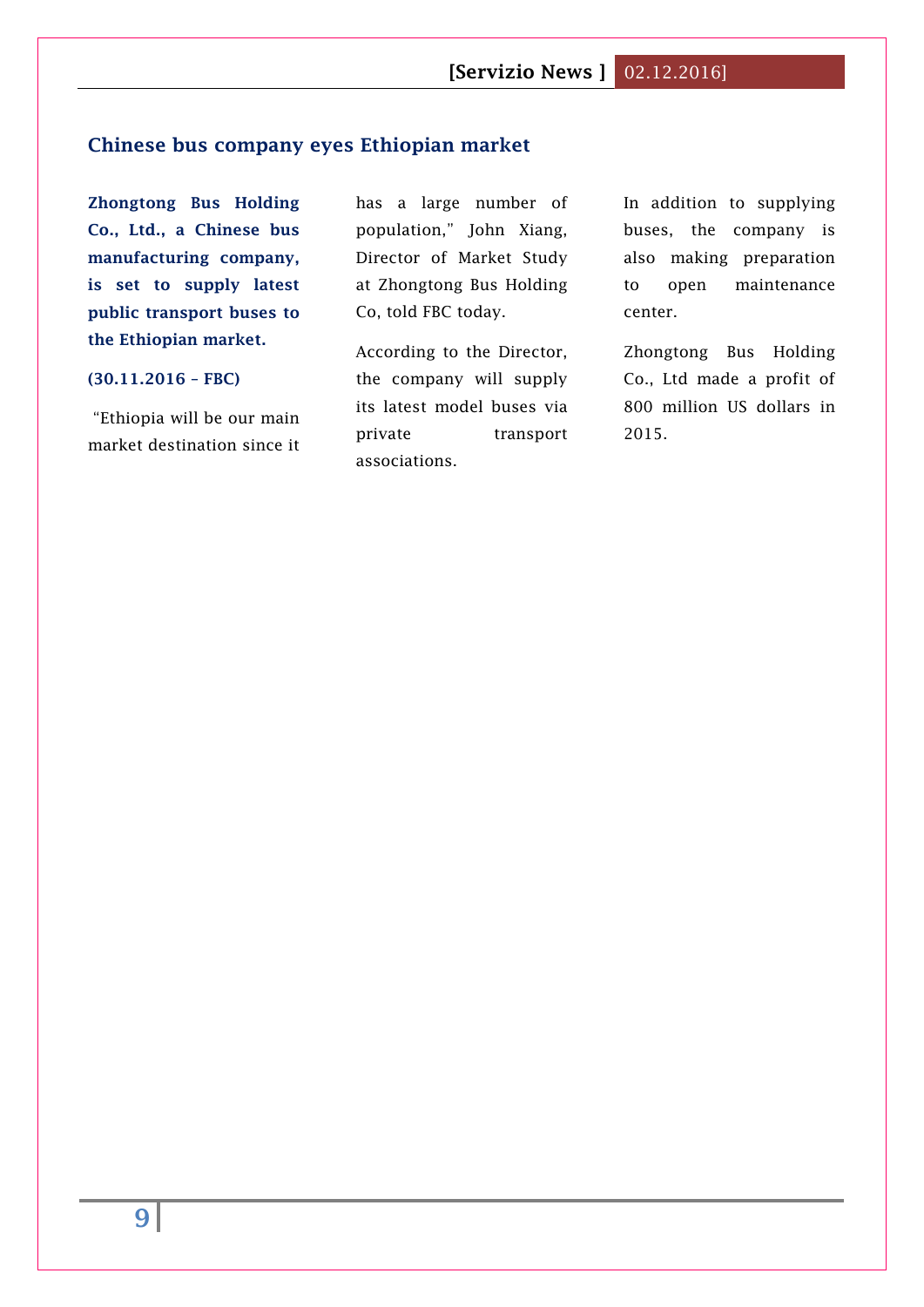## Chinese bus company eyes Ethiopian market

**Zhongtong Bus Holding Co., Ltd., a Chinese bus manufacturing company, is set to supply latest public transport buses to the Ethiopian market.**

**(30.11.2016 – FBC)**

"Ethiopia will be our main market destination since it has a large number of population," John Xiang, Director of Market Study at Zhongtong Bus Holding Co, told FBC today.

According to the Director, the company will supply its latest model buses via private transport associations.

In addition to supplying buses, the company is also making preparation to open maintenance center.

Zhongtong Bus Holding Co., Ltd made a profit of 800 million US dollars in 2015.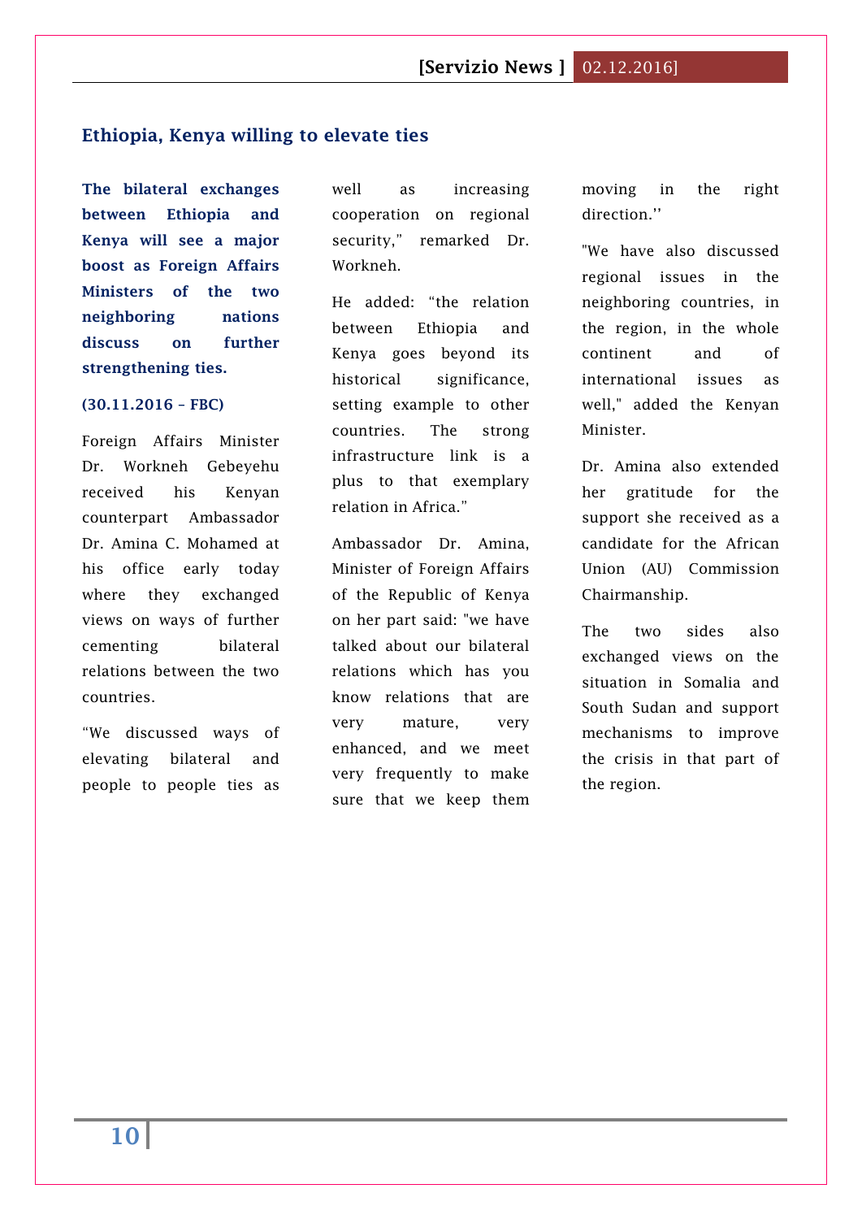## Ethiopia, Kenya willing to elevate ties

**The bilateral exchanges between Ethiopia and Kenya will see a major boost as Foreign Affairs Ministers of the two neighboring nations discuss on further strengthening ties.**

**(30.11.2016 – FBC)**

Foreign Affairs Minister Dr. Workneh Gebeyehu received his Kenyan counterpart Ambassador Dr. Amina C. Mohamed at his office early today where they exchanged views on ways of further cementing bilateral relations between the two countries.

"We discussed ways of elevating bilateral and people to people ties as well as increasing cooperation on regional security," remarked Dr. Workneh.

He added: "the relation between Ethiopia and Kenya goes beyond its historical significance, setting example to other countries. The strong infrastructure link is a plus to that exemplary relation in Africa."

Ambassador Dr. Amina, Minister of Foreign Affairs of the Republic of Kenya on her part said: "we have talked about our bilateral relations which has you know relations that are very mature, very enhanced, and we meet very frequently to make sure that we keep them moving in the right direction.''

"We have also discussed regional issues in the neighboring countries, in the region, in the whole continent and of international issues as well," added the Kenyan Minister.

Dr. Amina also extended her gratitude for the support she received as a candidate for the African Union (AU) Commission Chairmanship.

The two sides also exchanged views on the situation in Somalia and South Sudan and support mechanisms to improve the crisis in that part of the region.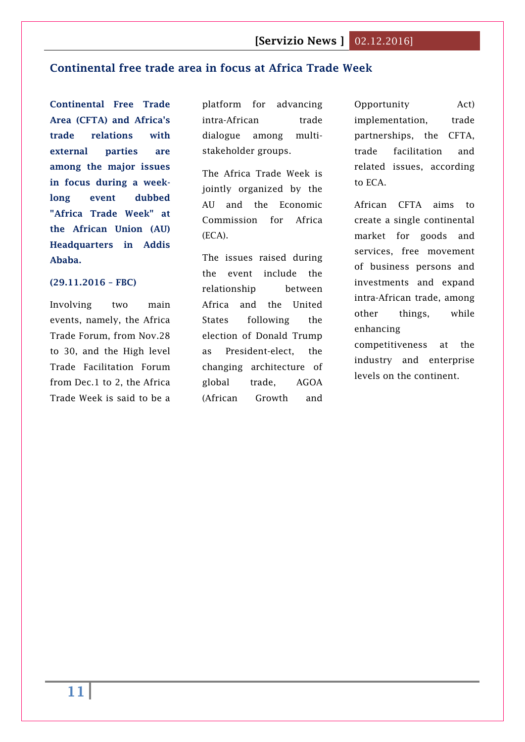## Continental free trade area in focus at Africa Trade Week

**Continental Free Trade Area (CFTA) and Africa's trade relations with external parties are among the major issues in focus during a week-long event dubbed "Africa Trade Week" at the African Union (AU) Headquarters in Addis Ababa.**

**(29.11.2016 – FBC)**

Involving two main events, namely, the Africa Trade Forum, from Nov.28 to 30, and the High level Trade Facilitation Forum from Dec.1 to 2, the Africa Trade Week is said to be a platform for advancing intra-African trade dialogue among multi-stakeholder groups.

The Africa Trade Week is jointly organized by the AU and the Economic Commission for Africa (ECA).

The issues raised during the event include the relationship between Africa and the United States following the election of Donald Trump as President-elect, the changing architecture of global trade, AGOA (African Growth and Opportunity Act) implementation, trade partnerships, the CFTA, trade facilitation and related issues, according to ECA.

African CFTA aims to create a single continental market for goods and services, free movement of business persons and investments and expand intra-African trade, among other things, while enhancing competitiveness at the industry and enterprise levels on the continent.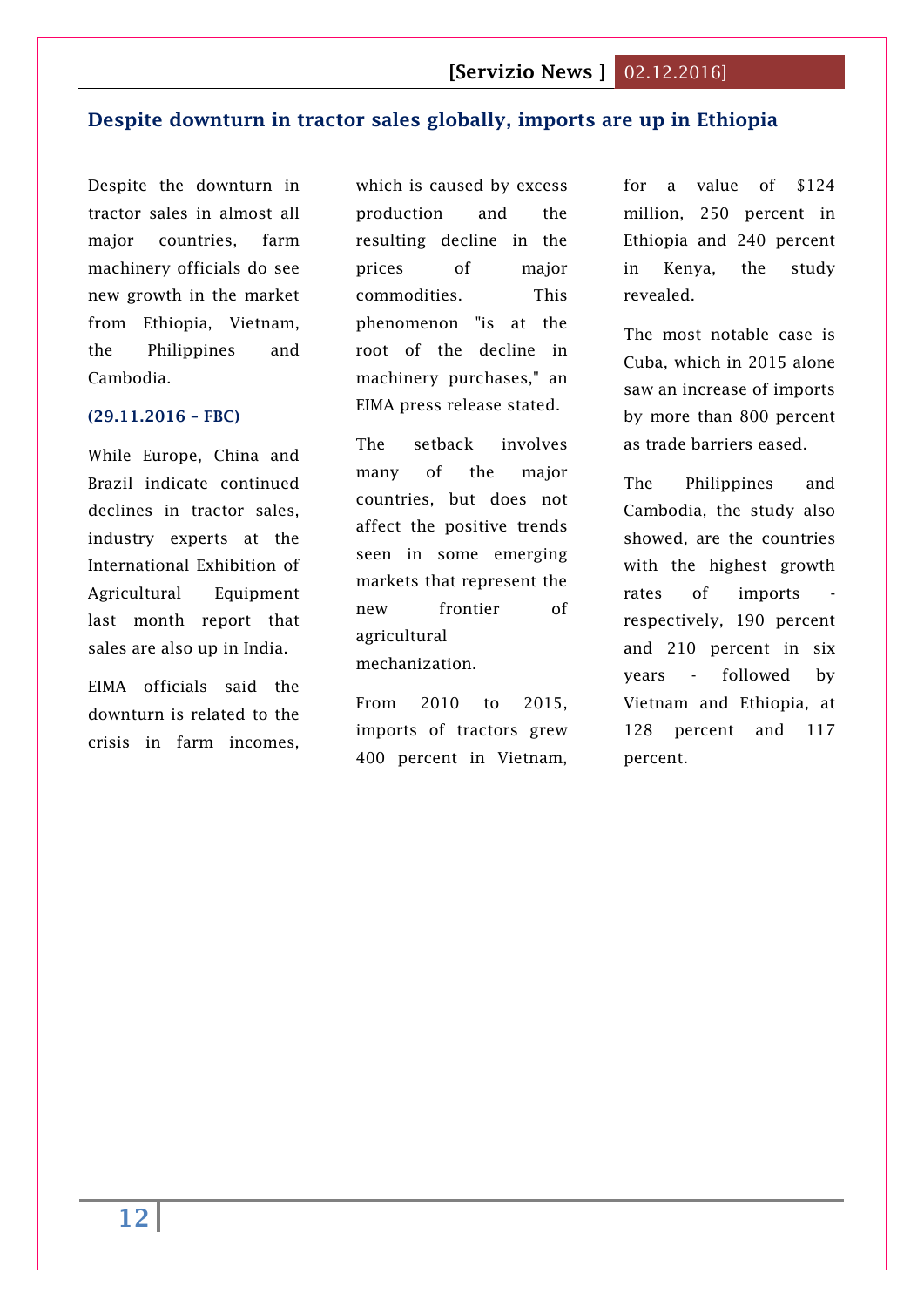## Despite downturn in tractor sales globally, imports are up in Ethiopia

Despite the downturn in tractor sales in almost all major countries, farm machinery officials do see new growth in the market from Ethiopia, Vietnam, the Philippines and Cambodia.

**(29.11.2016 – FBC)**

While Europe, China and Brazil indicate continued declines in tractor sales, industry experts at the International Exhibition of Agricultural Equipment last month report that sales are also up in India.

EIMA officials said the downturn is related to the crisis in farm incomes, which is caused by excess production and the resulting decline in the prices of major commodities. This phenomenon "is at the root of the decline in machinery purchases," an EIMA press release stated.

The setback involves many of the major countries, but does not affect the positive trends seen in some emerging markets that represent the new frontier of agricultural mechanization.

From 2010 to 2015, imports of tractors grew 400 percent in Vietnam, for a value of $124 million, 250 percent in Ethiopia and 240 percent in Kenya, the study revealed.

The most notable case is Cuba, which in 2015 alone saw an increase of imports by more than 800 percent as trade barriers eased.

The Philippines and Cambodia, the study also showed, are the countries with the highest growth rates of imports - respectively, 190 percent and 210 percent in six years - followed by Vietnam and Ethiopia, at 128 percent and 117 percent.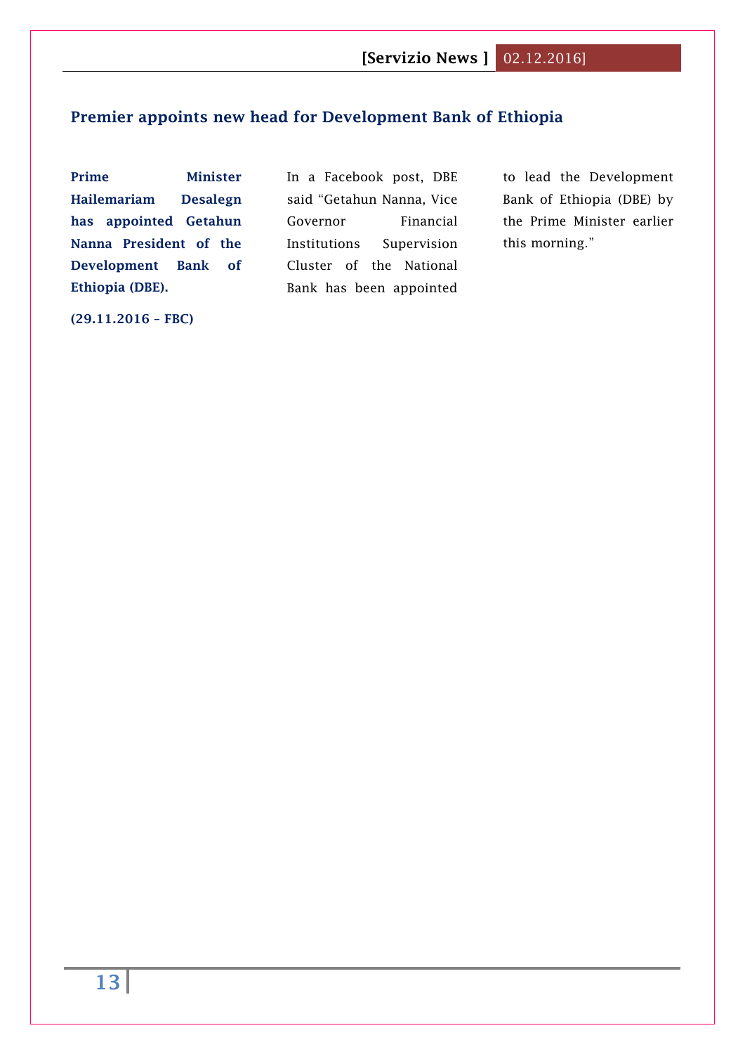## Premier appoints new head for Development Bank of Ethiopia

**Prime Minister Hailemariam Desalegn has appointed Getahun Nanna President of the Development Bank of Ethiopia (DBE).**

**(29.11.2016 – FBC)**

In a Facebook post, DBE said "Getahun Nanna, Vice Governor Financial Institutions Supervision Cluster of the National Bank has been appointed to lead the Development Bank of Ethiopia (DBE) by the Prime Minister earlier this morning."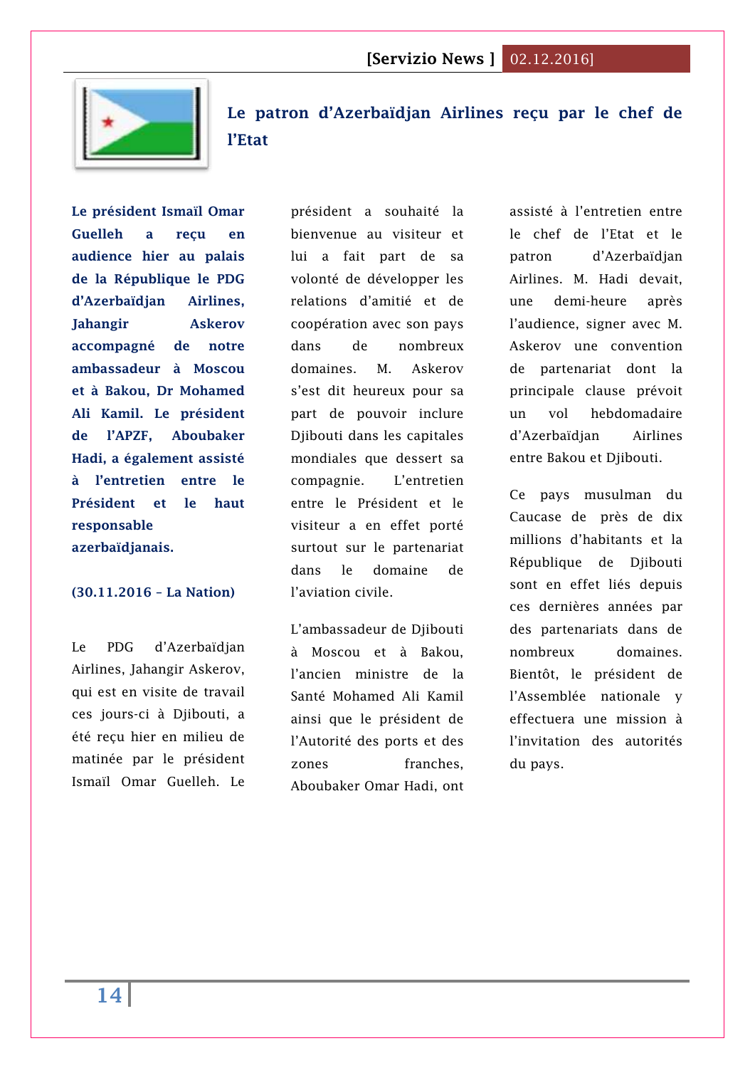## Le patron d'Azerbaïdjan Airlines reçu par le chef de l'Etat

**Le président Ismaïl Omar Guelleh a reçu en audience hier au palais de la République le PDG d'Azerbaïdjan Airlines, Jahangir Askerov accompagné de notre ambassadeur à Moscou et à Bakou, Dr Mohamed Ali Kamil. Le président de l'APZF, Aboubaker Hadi, a également assisté à l'entretien entre le Président et le haut responsable azerbaïdjanais.**

**(30.11.2016 – La Nation)**

Le PDG d'Azerbaïdjan Airlines, Jahangir Askerov, qui est en visite de travail ces jours-ci à Djibouti, a été reçu hier en milieu de matinée par le président Ismaïl Omar Guelleh. Le président a souhaité la bienvenue au visiteur et lui a fait part de sa volonté de développer les relations d'amitié et de coopération avec son pays dans de nombreux domaines. M. Askerov s'est dit heureux pour sa part de pouvoir inclure Djibouti dans les capitales mondiales que dessert sa compagnie. L'entretien entre le Président et le visiteur a en effet porté surtout sur le partenariat dans le domaine de l'aviation civile.

L'ambassadeur de Djibouti à Moscou et à Bakou, l'ancien ministre de la Santé Mohamed Ali Kamil ainsi que le président de l'Autorité des ports et des zones franches, Aboubaker Omar Hadi, ont assisté à l'entretien entre le chef de l'Etat et le patron d'Azerbaïdjan Airlines. M. Hadi devait, une demi-heure après l'audience, signer avec M. Askerov une convention de partenariat dont la principale clause prévoit un vol hebdomadaire d'Azerbaïdjan Airlines entre Bakou et Djibouti.

Ce pays musulman du Caucase de près de dix millions d'habitants et la République de Djibouti sont en effet liés depuis ces dernières années par des partenariats dans de nombreux domaines. Bientôt, le président de l'Assemblée nationale y effectuera une mission à l'invitation des autorités du pays.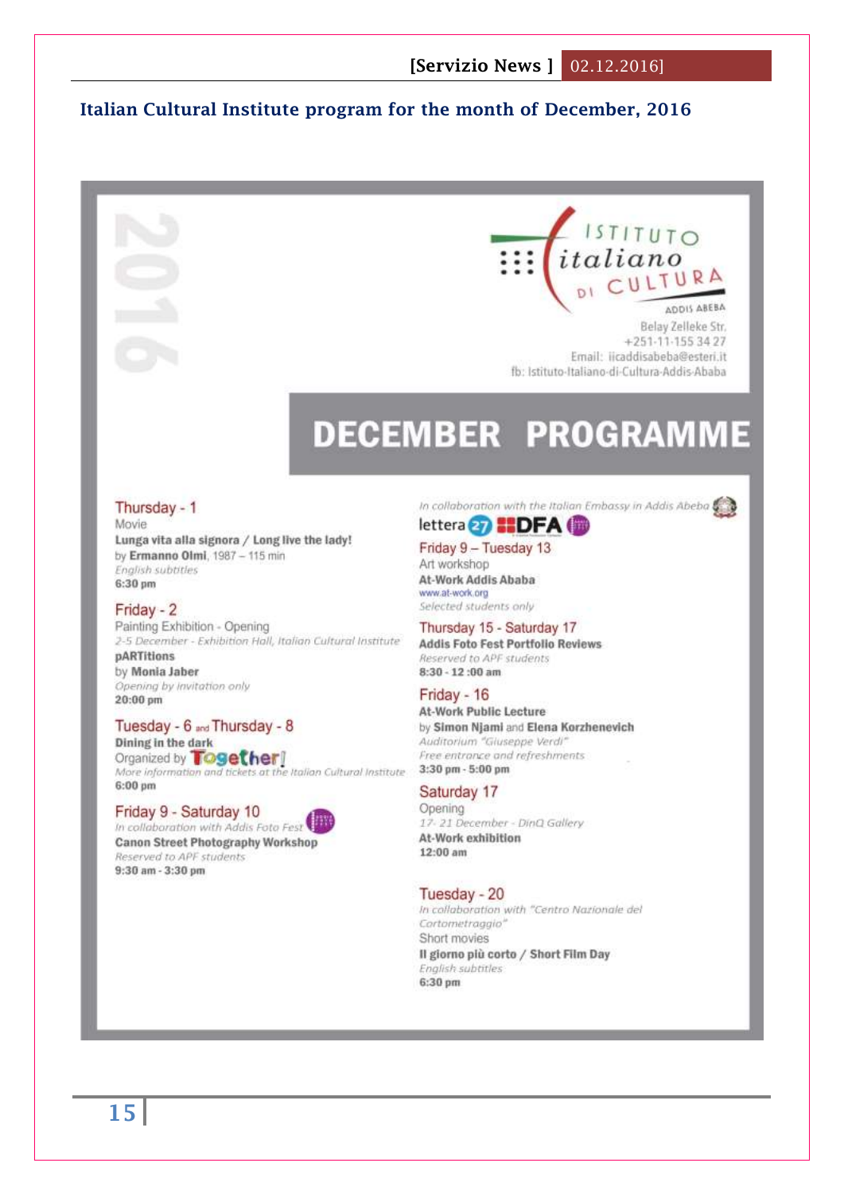## Italian Cultural Institute program for the month of December, 2016

2016

ISTITUTO italiano DI CULTURA
ADDIS ABEBA

Belay Zelleke Str.
+251-11-155 34 27
Email: iicaddisabeba@esteri.it
fb: Istituto-Italiano-di-Cultura-Addis-Ababa

# DECEMBER PROGRAMME

**Thursday - 1**
Movie
**Lunga vita alla signora / Long live the lady!**
by **Ermanno Olmi**, 1987 – 115 min
*English subtitles*
**6:30 pm**

**Friday - 2**
Painting Exhibition - Opening
*2-5 December - Exhibition Hall, Italian Cultural Institute*
**pARTitions**
by **Monia Jaber**
*Opening by invitation only*
**20:00 pm**

**Tuesday - 6 and Thursday - 8**
**Dining in the dark**
Organized by Together!
*More information and tickets at the Italian Cultural Institute*
**6:00 pm**

**Friday 9 - Saturday 10**
*In collaboration with Addis Foto Fest*
**Canon Street Photography Workshop**
*Reserved to APF students*
**9:30 am - 3:30 pm**

*In collaboration with the Italian Embassy in Addis Abeba*
lettera 27 DFA

**Friday 9 – Tuesday 13**
Art workshop
**At-Work Addis Ababa**
www.at-work.org
*Selected students only*

**Thursday 15 - Saturday 17**
**Addis Foto Fest Portfolio Reviews**
*Reserved to APF students*
**8:30 - 12 :00 am**

**Friday - 16**
**At-Work Public Lecture**
by **Simon Njami** and **Elena Korzhenevich**
*Auditorium "Giuseppe Verdi"*
*Free entrance and refreshments*
**3:30 pm - 5:00 pm**

**Saturday 17**
Opening
*17- 21 December - DinQ Gallery*
**At-Work exhibition**
**12:00 am**

**Tuesday - 20**
*In collaboration with "Centro Nazionale del Cortometraggio"*
Short movies
**Il giorno più corto / Short Film Day**
*English subtitles*
**6:30 pm**